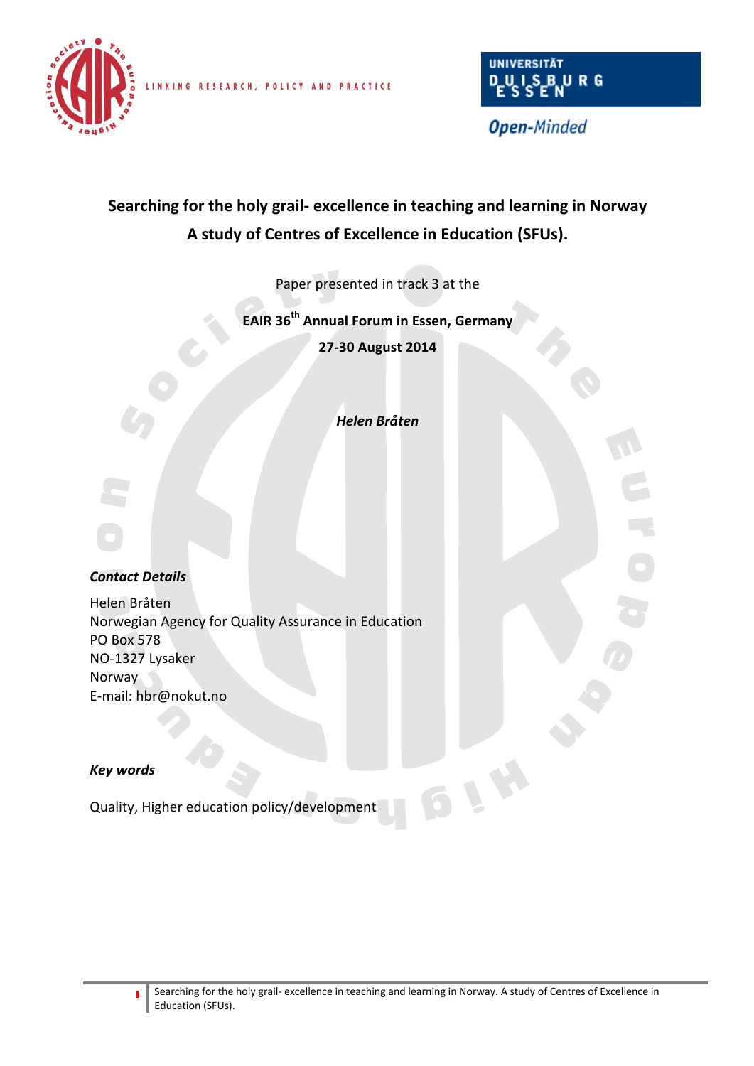# Searching for the holy grail- excellence in teaching and learning in Norway

## A study of Centres of Excellence in Education (SFUs).

Paper presented in track 3 at the

**EAIR 36th Annual Forum in Essen, Germany**

**27-30 August 2014**

***Helen Bråten***

***Contact Details***

Helen Bråten
Norwegian Agency for Quality Assurance in Education
PO Box 578
NO-1327 Lysaker
Norway
E-mail: hbr@nokut.no

***Key words***

Quality, Higher education policy/development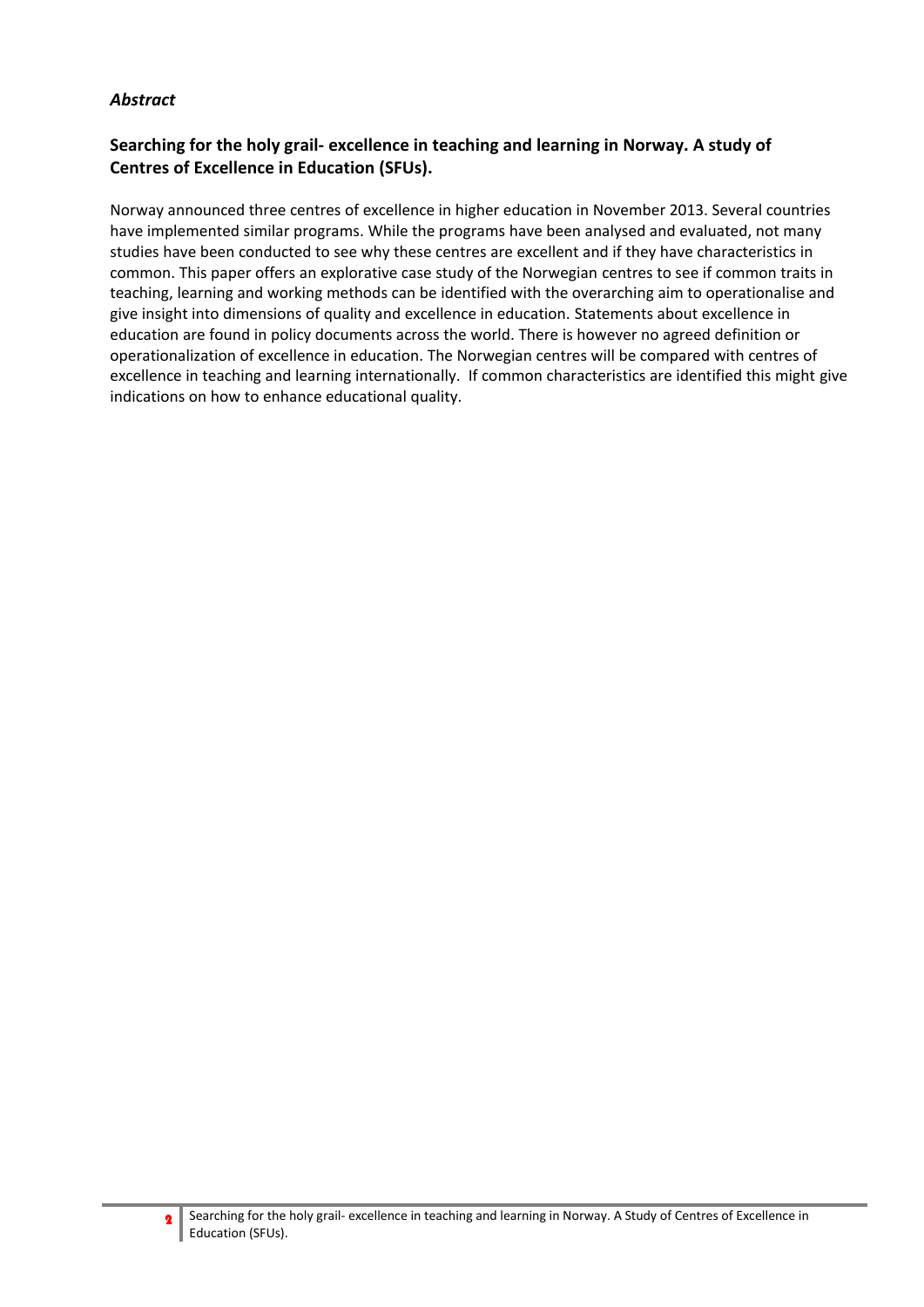*Abstract*

**Searching for the holy grail- excellence in teaching and learning in Norway. A study of Centres of Excellence in Education (SFUs).**

Norway announced three centres of excellence in higher education in November 2013. Several countries have implemented similar programs. While the programs have been analysed and evaluated, not many studies have been conducted to see why these centres are excellent and if they have characteristics in common. This paper offers an explorative case study of the Norwegian centres to see if common traits in teaching, learning and working methods can be identified with the overarching aim to operationalise and give insight into dimensions of quality and excellence in education. Statements about excellence in education are found in policy documents across the world. There is however no agreed definition or operationalization of excellence in education. The Norwegian centres will be compared with centres of excellence in teaching and learning internationally. If common characteristics are identified this might give indications on how to enhance educational quality.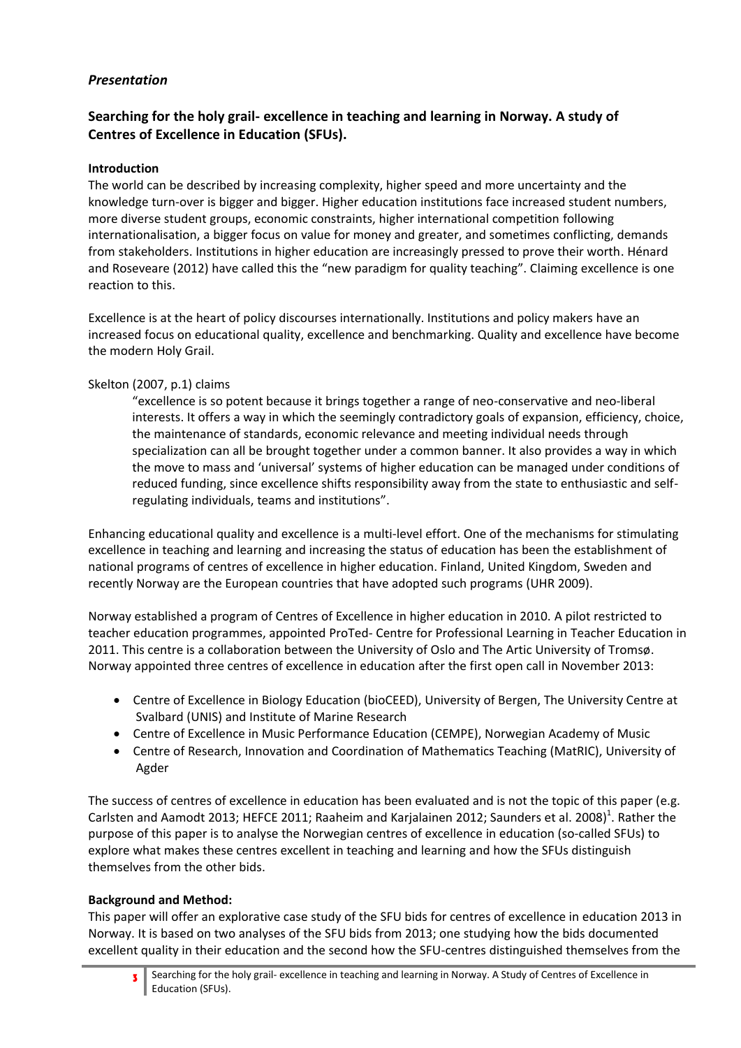*Presentation*

## Searching for the holy grail- excellence in teaching and learning in Norway. A study of Centres of Excellence in Education (SFUs).

**Introduction**

The world can be described by increasing complexity, higher speed and more uncertainty and the knowledge turn-over is bigger and bigger. Higher education institutions face increased student numbers, more diverse student groups, economic constraints, higher international competition following internationalisation, a bigger focus on value for money and greater, and sometimes conflicting, demands from stakeholders. Institutions in higher education are increasingly pressed to prove their worth. Hénard and Roseveare (2012) have called this the "new paradigm for quality teaching". Claiming excellence is one reaction to this.

Excellence is at the heart of policy discourses internationally. Institutions and policy makers have an increased focus on educational quality, excellence and benchmarking. Quality and excellence have become the modern Holy Grail.

Skelton (2007, p.1) claims

> "excellence is so potent because it brings together a range of neo-conservative and neo-liberal interests. It offers a way in which the seemingly contradictory goals of expansion, efficiency, choice, the maintenance of standards, economic relevance and meeting individual needs through specialization can all be brought together under a common banner. It also provides a way in which the move to mass and 'universal' systems of higher education can be managed under conditions of reduced funding, since excellence shifts responsibility away from the state to enthusiastic and self-regulating individuals, teams and institutions".

Enhancing educational quality and excellence is a multi-level effort. One of the mechanisms for stimulating excellence in teaching and learning and increasing the status of education has been the establishment of national programs of centres of excellence in higher education. Finland, United Kingdom, Sweden and recently Norway are the European countries that have adopted such programs (UHR 2009).

Norway established a program of Centres of Excellence in higher education in 2010. A pilot restricted to teacher education programmes, appointed ProTed- Centre for Professional Learning in Teacher Education in 2011. This centre is a collaboration between the University of Oslo and The Artic University of Tromsø. Norway appointed three centres of excellence in education after the first open call in November 2013:

- Centre of Excellence in Biology Education (bioCEED), University of Bergen, The University Centre at Svalbard (UNIS) and Institute of Marine Research
- Centre of Excellence in Music Performance Education (CEMPE), Norwegian Academy of Music
- Centre of Research, Innovation and Coordination of Mathematics Teaching (MatRIC), University of Agder

The success of centres of excellence in education has been evaluated and is not the topic of this paper (e.g. Carlsten and Aamodt 2013; HEFCE 2011; Raaheim and Karjalainen 2012; Saunders et al. 2008)[1]. Rather the purpose of this paper is to analyse the Norwegian centres of excellence in education (so-called SFUs) to explore what makes these centres excellent in teaching and learning and how the SFUs distinguish themselves from the other bids.

**Background and Method:**

This paper will offer an explorative case study of the SFU bids for centres of excellence in education 2013 in Norway. It is based on two analyses of the SFU bids from 2013; one studying how the bids documented excellent quality in their education and the second how the SFU-centres distinguished themselves from the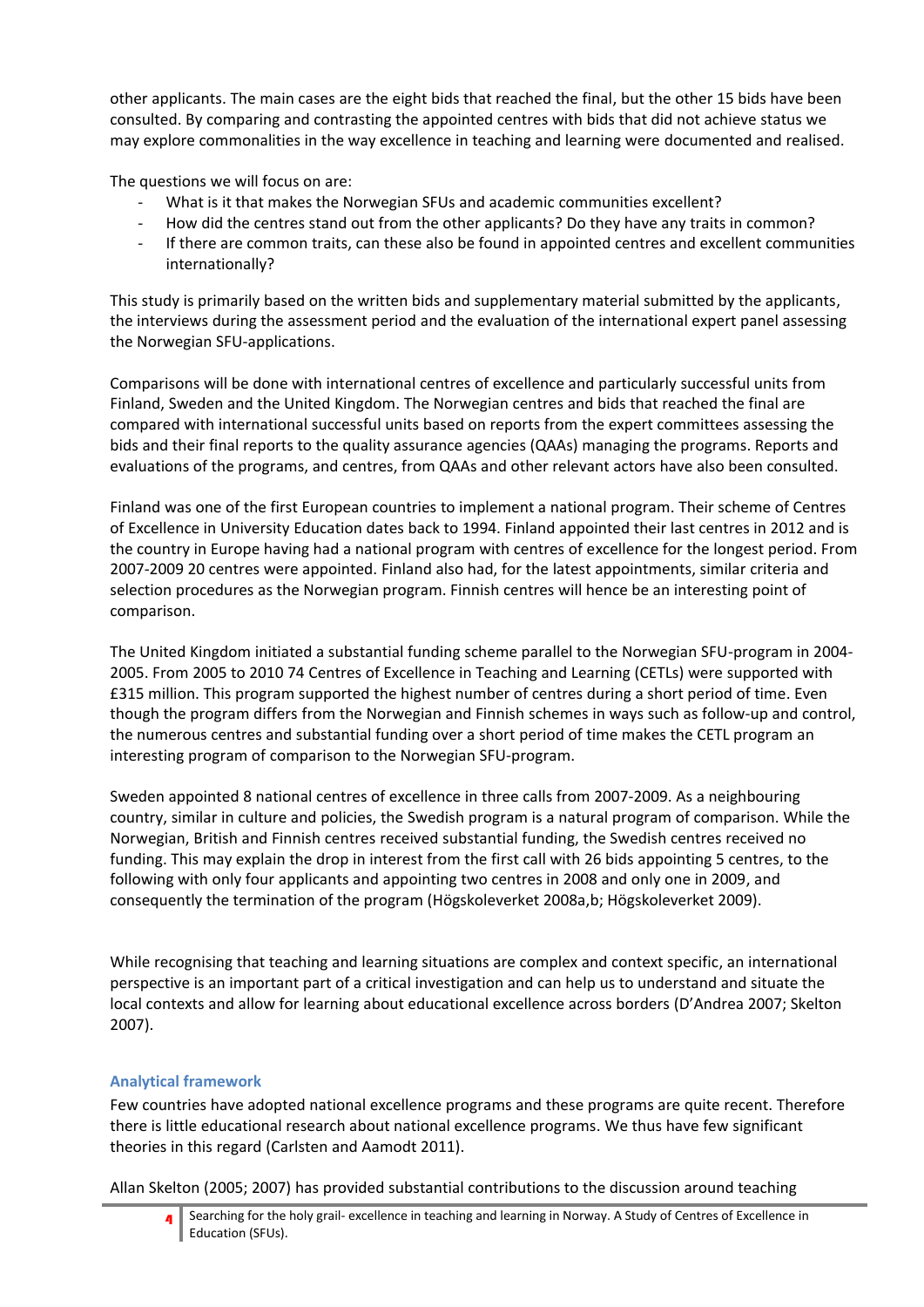other applicants. The main cases are the eight bids that reached the final, but the other 15 bids have been consulted. By comparing and contrasting the appointed centres with bids that did not achieve status we may explore commonalities in the way excellence in teaching and learning were documented and realised.

The questions we will focus on are:

- What is it that makes the Norwegian SFUs and academic communities excellent?
- How did the centres stand out from the other applicants? Do they have any traits in common?
- If there are common traits, can these also be found in appointed centres and excellent communities internationally?

This study is primarily based on the written bids and supplementary material submitted by the applicants, the interviews during the assessment period and the evaluation of the international expert panel assessing the Norwegian SFU-applications.

Comparisons will be done with international centres of excellence and particularly successful units from Finland, Sweden and the United Kingdom. The Norwegian centres and bids that reached the final are compared with international successful units based on reports from the expert committees assessing the bids and their final reports to the quality assurance agencies (QAAs) managing the programs. Reports and evaluations of the programs, and centres, from QAAs and other relevant actors have also been consulted.

Finland was one of the first European countries to implement a national program. Their scheme of Centres of Excellence in University Education dates back to 1994. Finland appointed their last centres in 2012 and is the country in Europe having had a national program with centres of excellence for the longest period. From 2007-2009 20 centres were appointed. Finland also had, for the latest appointments, similar criteria and selection procedures as the Norwegian program. Finnish centres will hence be an interesting point of comparison.

The United Kingdom initiated a substantial funding scheme parallel to the Norwegian SFU-program in 2004-2005. From 2005 to 2010 74 Centres of Excellence in Teaching and Learning (CETLs) were supported with £315 million. This program supported the highest number of centres during a short period of time. Even though the program differs from the Norwegian and Finnish schemes in ways such as follow-up and control, the numerous centres and substantial funding over a short period of time makes the CETL program an interesting program of comparison to the Norwegian SFU-program.

Sweden appointed 8 national centres of excellence in three calls from 2007-2009. As a neighbouring country, similar in culture and policies, the Swedish program is a natural program of comparison. While the Norwegian, British and Finnish centres received substantial funding, the Swedish centres received no funding. This may explain the drop in interest from the first call with 26 bids appointing 5 centres, to the following with only four applicants and appointing two centres in 2008 and only one in 2009, and consequently the termination of the program (Högskoleverket 2008a,b; Högskoleverket 2009).

While recognising that teaching and learning situations are complex and context specific, an international perspective is an important part of a critical investigation and can help us to understand and situate the local contexts and allow for learning about educational excellence across borders (D'Andrea 2007; Skelton 2007).

## Analytical framework

Few countries have adopted national excellence programs and these programs are quite recent. Therefore there is little educational research about national excellence programs. We thus have few significant theories in this regard (Carlsten and Aamodt 2011).

Allan Skelton (2005; 2007) has provided substantial contributions to the discussion around teaching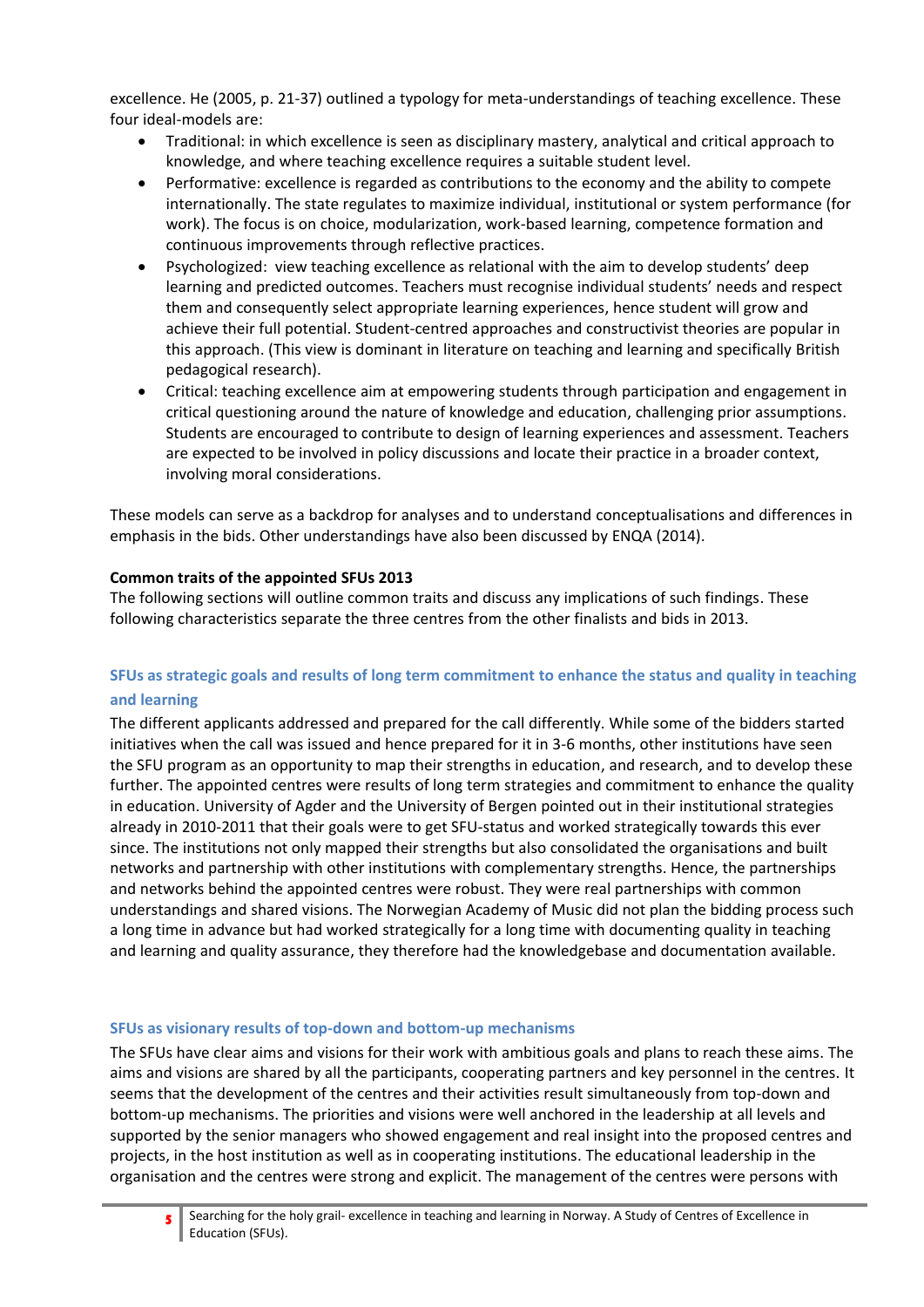excellence. He (2005, p. 21-37) outlined a typology for meta-understandings of teaching excellence. These four ideal-models are:

- Traditional: in which excellence is seen as disciplinary mastery, analytical and critical approach to knowledge, and where teaching excellence requires a suitable student level.
- Performative: excellence is regarded as contributions to the economy and the ability to compete internationally. The state regulates to maximize individual, institutional or system performance (for work). The focus is on choice, modularization, work-based learning, competence formation and continuous improvements through reflective practices.
- Psychologized: view teaching excellence as relational with the aim to develop students' deep learning and predicted outcomes. Teachers must recognise individual students' needs and respect them and consequently select appropriate learning experiences, hence student will grow and achieve their full potential. Student-centred approaches and constructivist theories are popular in this approach. (This view is dominant in literature on teaching and learning and specifically British pedagogical research).
- Critical: teaching excellence aim at empowering students through participation and engagement in critical questioning around the nature of knowledge and education, challenging prior assumptions. Students are encouraged to contribute to design of learning experiences and assessment. Teachers are expected to be involved in policy discussions and locate their practice in a broader context, involving moral considerations.

These models can serve as a backdrop for analyses and to understand conceptualisations and differences in emphasis in the bids. Other understandings have also been discussed by ENQA (2014).

**Common traits of the appointed SFUs 2013**

The following sections will outline common traits and discuss any implications of such findings. These following characteristics separate the three centres from the other finalists and bids in 2013.

### SFUs as strategic goals and results of long term commitment to enhance the status and quality in teaching and learning

The different applicants addressed and prepared for the call differently. While some of the bidders started initiatives when the call was issued and hence prepared for it in 3-6 months, other institutions have seen the SFU program as an opportunity to map their strengths in education, and research, and to develop these further. The appointed centres were results of long term strategies and commitment to enhance the quality in education. University of Agder and the University of Bergen pointed out in their institutional strategies already in 2010-2011 that their goals were to get SFU-status and worked strategically towards this ever since. The institutions not only mapped their strengths but also consolidated the organisations and built networks and partnership with other institutions with complementary strengths. Hence, the partnerships and networks behind the appointed centres were robust. They were real partnerships with common understandings and shared visions. The Norwegian Academy of Music did not plan the bidding process such a long time in advance but had worked strategically for a long time with documenting quality in teaching and learning and quality assurance, they therefore had the knowledgebase and documentation available.

### SFUs as visionary results of top-down and bottom-up mechanisms

The SFUs have clear aims and visions for their work with ambitious goals and plans to reach these aims. The aims and visions are shared by all the participants, cooperating partners and key personnel in the centres. It seems that the development of the centres and their activities result simultaneously from top-down and bottom-up mechanisms. The priorities and visions were well anchored in the leadership at all levels and supported by the senior managers who showed engagement and real insight into the proposed centres and projects, in the host institution as well as in cooperating institutions. The educational leadership in the organisation and the centres were strong and explicit. The management of the centres were persons with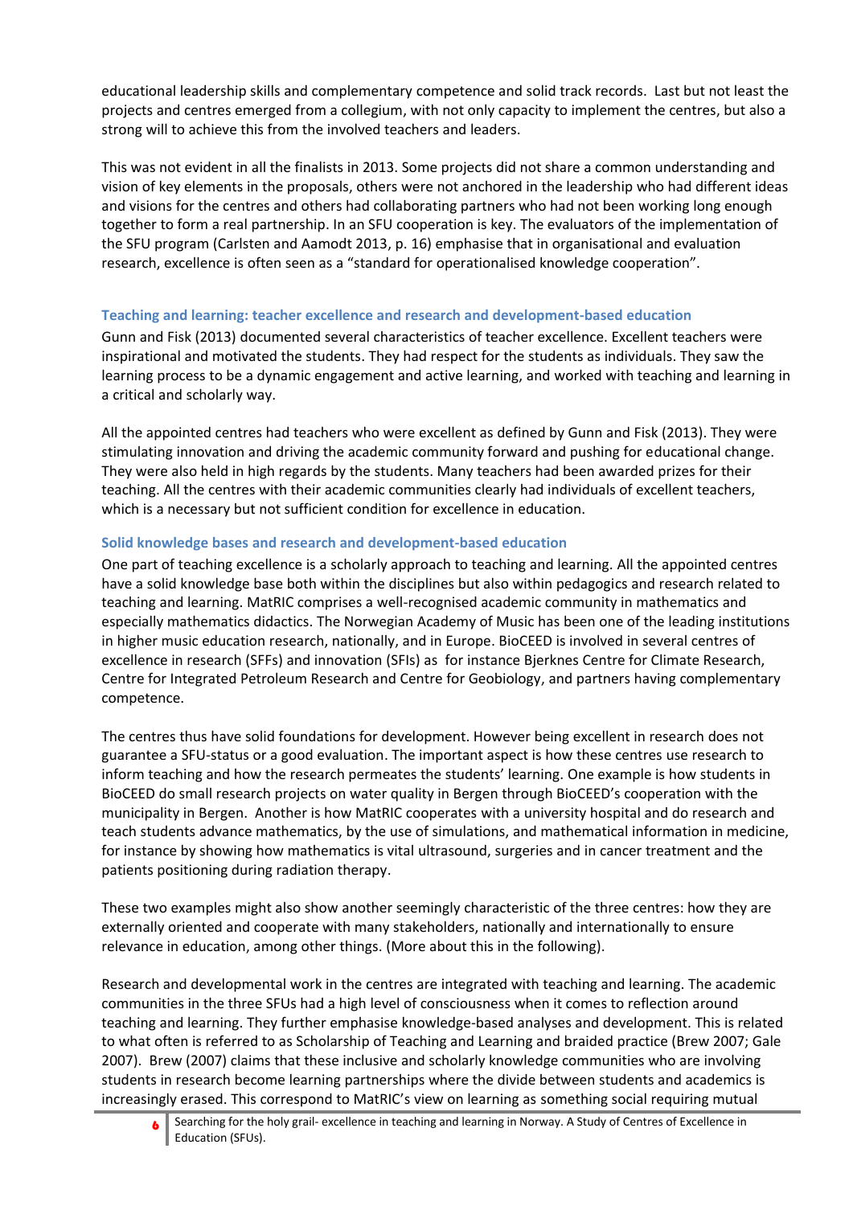educational leadership skills and complementary competence and solid track records. Last but not least the projects and centres emerged from a collegium, with not only capacity to implement the centres, but also a strong will to achieve this from the involved teachers and leaders.

This was not evident in all the finalists in 2013. Some projects did not share a common understanding and vision of key elements in the proposals, others were not anchored in the leadership who had different ideas and visions for the centres and others had collaborating partners who had not been working long enough together to form a real partnership. In an SFU cooperation is key. The evaluators of the implementation of the SFU program (Carlsten and Aamodt 2013, p. 16) emphasise that in organisational and evaluation research, excellence is often seen as a "standard for operationalised knowledge cooperation".

### Teaching and learning: teacher excellence and research and development-based education

Gunn and Fisk (2013) documented several characteristics of teacher excellence. Excellent teachers were inspirational and motivated the students. They had respect for the students as individuals. They saw the learning process to be a dynamic engagement and active learning, and worked with teaching and learning in a critical and scholarly way.

All the appointed centres had teachers who were excellent as defined by Gunn and Fisk (2013). They were stimulating innovation and driving the academic community forward and pushing for educational change. They were also held in high regards by the students. Many teachers had been awarded prizes for their teaching. All the centres with their academic communities clearly had individuals of excellent teachers, which is a necessary but not sufficient condition for excellence in education.

### Solid knowledge bases and research and development-based education

One part of teaching excellence is a scholarly approach to teaching and learning. All the appointed centres have a solid knowledge base both within the disciplines but also within pedagogics and research related to teaching and learning. MatRIC comprises a well-recognised academic community in mathematics and especially mathematics didactics. The Norwegian Academy of Music has been one of the leading institutions in higher music education research, nationally, and in Europe. BioCEED is involved in several centres of excellence in research (SFFs) and innovation (SFIs) as for instance Bjerknes Centre for Climate Research, Centre for Integrated Petroleum Research and Centre for Geobiology, and partners having complementary competence.

The centres thus have solid foundations for development. However being excellent in research does not guarantee a SFU-status or a good evaluation. The important aspect is how these centres use research to inform teaching and how the research permeates the students' learning. One example is how students in BioCEED do small research projects on water quality in Bergen through BioCEED's cooperation with the municipality in Bergen. Another is how MatRIC cooperates with a university hospital and do research and teach students advance mathematics, by the use of simulations, and mathematical information in medicine, for instance by showing how mathematics is vital ultrasound, surgeries and in cancer treatment and the patients positioning during radiation therapy.

These two examples might also show another seemingly characteristic of the three centres: how they are externally oriented and cooperate with many stakeholders, nationally and internationally to ensure relevance in education, among other things. (More about this in the following).

Research and developmental work in the centres are integrated with teaching and learning. The academic communities in the three SFUs had a high level of consciousness when it comes to reflection around teaching and learning. They further emphasise knowledge-based analyses and development. This is related to what often is referred to as Scholarship of Teaching and Learning and braided practice (Brew 2007; Gale 2007). Brew (2007) claims that these inclusive and scholarly knowledge communities who are involving students in research become learning partnerships where the divide between students and academics is increasingly erased. This correspond to MatRIC's view on learning as something social requiring mutual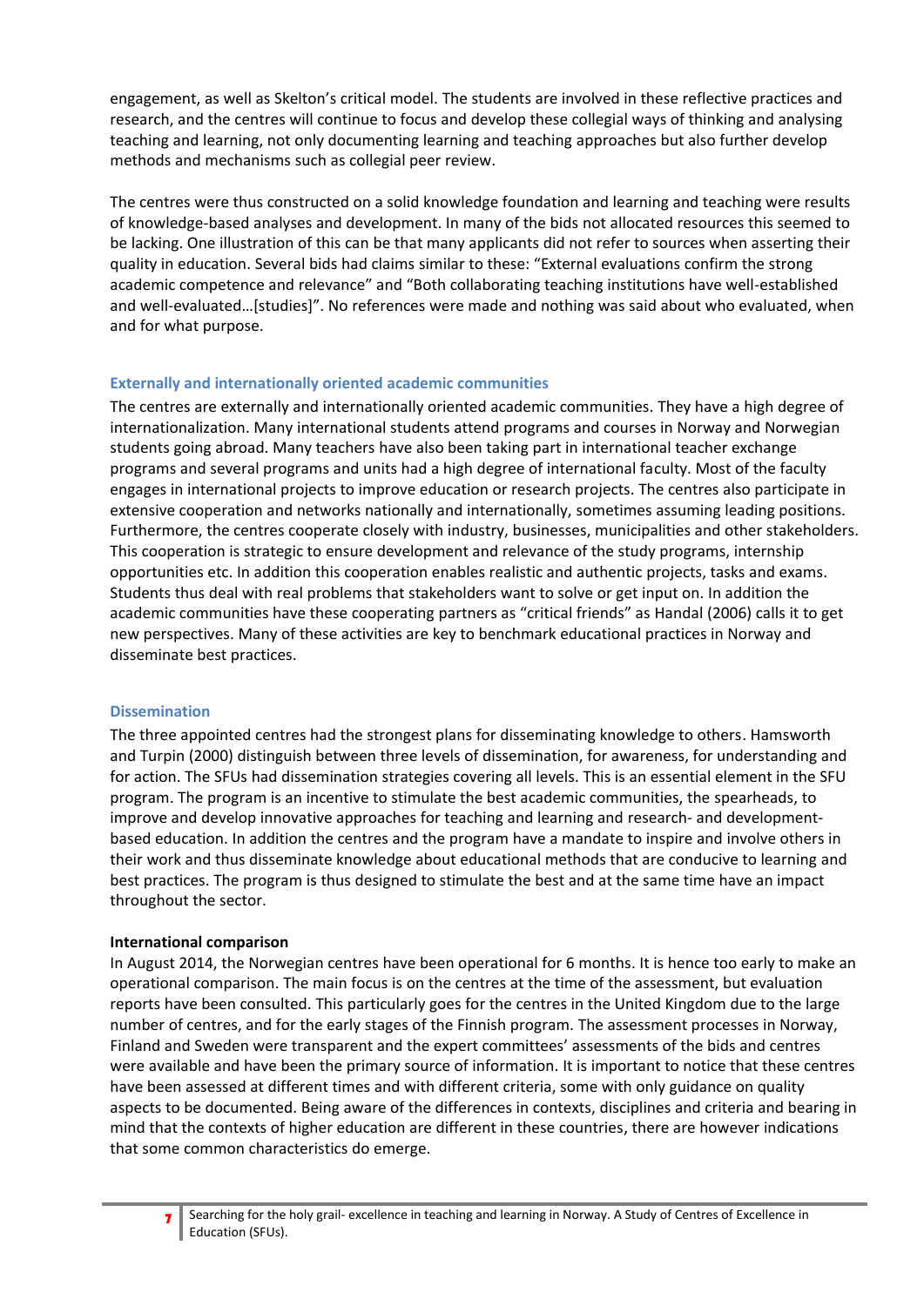engagement, as well as Skelton's critical model. The students are involved in these reflective practices and research, and the centres will continue to focus and develop these collegial ways of thinking and analysing teaching and learning, not only documenting learning and teaching approaches but also further develop methods and mechanisms such as collegial peer review.

The centres were thus constructed on a solid knowledge foundation and learning and teaching were results of knowledge-based analyses and development. In many of the bids not allocated resources this seemed to be lacking. One illustration of this can be that many applicants did not refer to sources when asserting their quality in education. Several bids had claims similar to these: "External evaluations confirm the strong academic competence and relevance" and "Both collaborating teaching institutions have well-established and well-evaluated…[studies]". No references were made and nothing was said about who evaluated, when and for what purpose.

### Externally and internationally oriented academic communities

The centres are externally and internationally oriented academic communities. They have a high degree of internationalization. Many international students attend programs and courses in Norway and Norwegian students going abroad. Many teachers have also been taking part in international teacher exchange programs and several programs and units had a high degree of international faculty. Most of the faculty engages in international projects to improve education or research projects. The centres also participate in extensive cooperation and networks nationally and internationally, sometimes assuming leading positions. Furthermore, the centres cooperate closely with industry, businesses, municipalities and other stakeholders. This cooperation is strategic to ensure development and relevance of the study programs, internship opportunities etc. In addition this cooperation enables realistic and authentic projects, tasks and exams. Students thus deal with real problems that stakeholders want to solve or get input on. In addition the academic communities have these cooperating partners as "critical friends" as Handal (2006) calls it to get new perspectives. Many of these activities are key to benchmark educational practices in Norway and disseminate best practices.

### Dissemination

The three appointed centres had the strongest plans for disseminating knowledge to others. Hamsworth and Turpin (2000) distinguish between three levels of dissemination, for awareness, for understanding and for action. The SFUs had dissemination strategies covering all levels. This is an essential element in the SFU program. The program is an incentive to stimulate the best academic communities, the spearheads, to improve and develop innovative approaches for teaching and learning and research- and development-based education. In addition the centres and the program have a mandate to inspire and involve others in their work and thus disseminate knowledge about educational methods that are conducive to learning and best practices. The program is thus designed to stimulate the best and at the same time have an impact throughout the sector.

**International comparison**

In August 2014, the Norwegian centres have been operational for 6 months. It is hence too early to make an operational comparison. The main focus is on the centres at the time of the assessment, but evaluation reports have been consulted. This particularly goes for the centres in the United Kingdom due to the large number of centres, and for the early stages of the Finnish program. The assessment processes in Norway, Finland and Sweden were transparent and the expert committees' assessments of the bids and centres were available and have been the primary source of information. It is important to notice that these centres have been assessed at different times and with different criteria, some with only guidance on quality aspects to be documented. Being aware of the differences in contexts, disciplines and criteria and bearing in mind that the contexts of higher education are different in these countries, there are however indications that some common characteristics do emerge.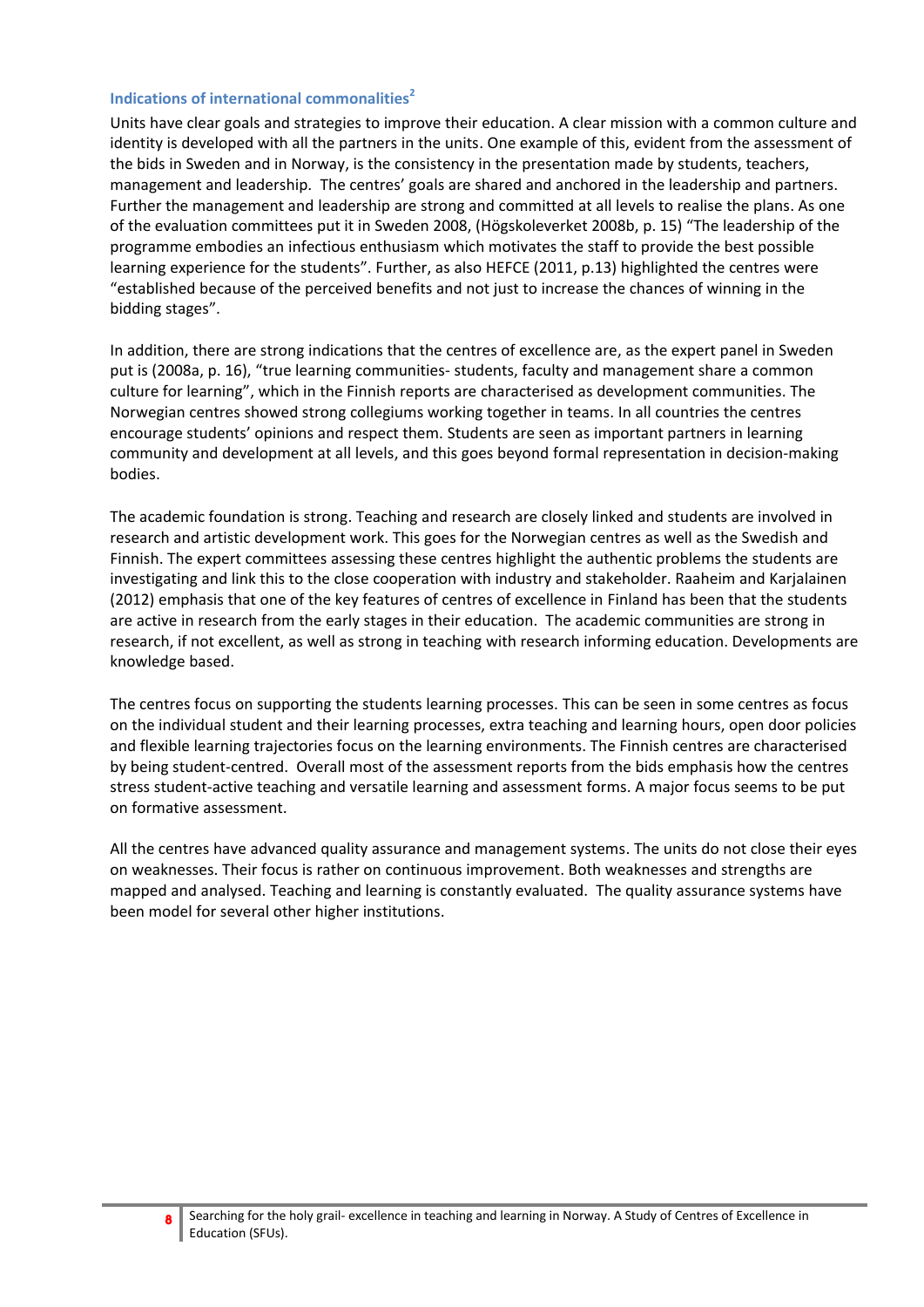### Indications of international commonalities[2]

Units have clear goals and strategies to improve their education. A clear mission with a common culture and identity is developed with all the partners in the units. One example of this, evident from the assessment of the bids in Sweden and in Norway, is the consistency in the presentation made by students, teachers, management and leadership. The centres' goals are shared and anchored in the leadership and partners. Further the management and leadership are strong and committed at all levels to realise the plans. As one of the evaluation committees put it in Sweden 2008, (Högskoleverket 2008b, p. 15) "The leadership of the programme embodies an infectious enthusiasm which motivates the staff to provide the best possible learning experience for the students". Further, as also HEFCE (2011, p.13) highlighted the centres were "established because of the perceived benefits and not just to increase the chances of winning in the bidding stages".

In addition, there are strong indications that the centres of excellence are, as the expert panel in Sweden put is (2008a, p. 16), "true learning communities- students, faculty and management share a common culture for learning", which in the Finnish reports are characterised as development communities. The Norwegian centres showed strong collegiums working together in teams. In all countries the centres encourage students' opinions and respect them. Students are seen as important partners in learning community and development at all levels, and this goes beyond formal representation in decision-making bodies.

The academic foundation is strong. Teaching and research are closely linked and students are involved in research and artistic development work. This goes for the Norwegian centres as well as the Swedish and Finnish. The expert committees assessing these centres highlight the authentic problems the students are investigating and link this to the close cooperation with industry and stakeholder. Raaheim and Karjalainen (2012) emphasis that one of the key features of centres of excellence in Finland has been that the students are active in research from the early stages in their education. The academic communities are strong in research, if not excellent, as well as strong in teaching with research informing education. Developments are knowledge based.

The centres focus on supporting the students learning processes. This can be seen in some centres as focus on the individual student and their learning processes, extra teaching and learning hours, open door policies and flexible learning trajectories focus on the learning environments. The Finnish centres are characterised by being student-centred. Overall most of the assessment reports from the bids emphasis how the centres stress student-active teaching and versatile learning and assessment forms. A major focus seems to be put on formative assessment.

All the centres have advanced quality assurance and management systems. The units do not close their eyes on weaknesses. Their focus is rather on continuous improvement. Both weaknesses and strengths are mapped and analysed. Teaching and learning is constantly evaluated. The quality assurance systems have been model for several other higher institutions.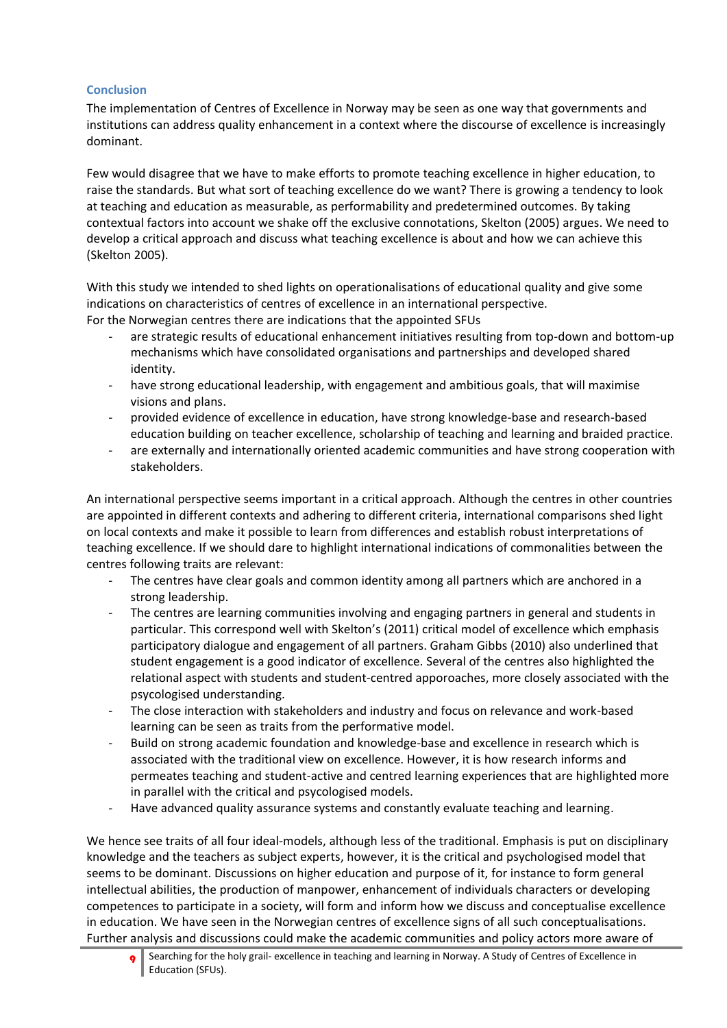## Conclusion

The implementation of Centres of Excellence in Norway may be seen as one way that governments and institutions can address quality enhancement in a context where the discourse of excellence is increasingly dominant.

Few would disagree that we have to make efforts to promote teaching excellence in higher education, to raise the standards. But what sort of teaching excellence do we want? There is growing a tendency to look at teaching and education as measurable, as performability and predetermined outcomes. By taking contextual factors into account we shake off the exclusive connotations, Skelton (2005) argues. We need to develop a critical approach and discuss what teaching excellence is about and how we can achieve this (Skelton 2005).

With this study we intended to shed lights on operationalisations of educational quality and give some indications on characteristics of centres of excellence in an international perspective.
For the Norwegian centres there are indications that the appointed SFUs

- are strategic results of educational enhancement initiatives resulting from top-down and bottom-up mechanisms which have consolidated organisations and partnerships and developed shared identity.
- have strong educational leadership, with engagement and ambitious goals, that will maximise visions and plans.
- provided evidence of excellence in education, have strong knowledge-base and research-based education building on teacher excellence, scholarship of teaching and learning and braided practice.
- are externally and internationally oriented academic communities and have strong cooperation with stakeholders.

An international perspective seems important in a critical approach. Although the centres in other countries are appointed in different contexts and adhering to different criteria, international comparisons shed light on local contexts and make it possible to learn from differences and establish robust interpretations of teaching excellence. If we should dare to highlight international indications of commonalities between the centres following traits are relevant:

- The centres have clear goals and common identity among all partners which are anchored in a strong leadership.
- The centres are learning communities involving and engaging partners in general and students in particular. This correspond well with Skelton's (2011) critical model of excellence which emphasis participatory dialogue and engagement of all partners. Graham Gibbs (2010) also underlined that student engagement is a good indicator of excellence. Several of the centres also highlighted the relational aspect with students and student-centred apporoaches, more closely associated with the psycologised understanding.
- The close interaction with stakeholders and industry and focus on relevance and work-based learning can be seen as traits from the performative model.
- Build on strong academic foundation and knowledge-base and excellence in research which is associated with the traditional view on excellence. However, it is how research informs and permeates teaching and student-active and centred learning experiences that are highlighted more in parallel with the critical and psycologised models.
- Have advanced quality assurance systems and constantly evaluate teaching and learning.

We hence see traits of all four ideal-models, although less of the traditional. Emphasis is put on disciplinary knowledge and the teachers as subject experts, however, it is the critical and psychologised model that seems to be dominant. Discussions on higher education and purpose of it, for instance to form general intellectual abilities, the production of manpower, enhancement of individuals characters or developing competences to participate in a society, will form and inform how we discuss and conceptualise excellence in education. We have seen in the Norwegian centres of excellence signs of all such conceptualisations. Further analysis and discussions could make the academic communities and policy actors more aware of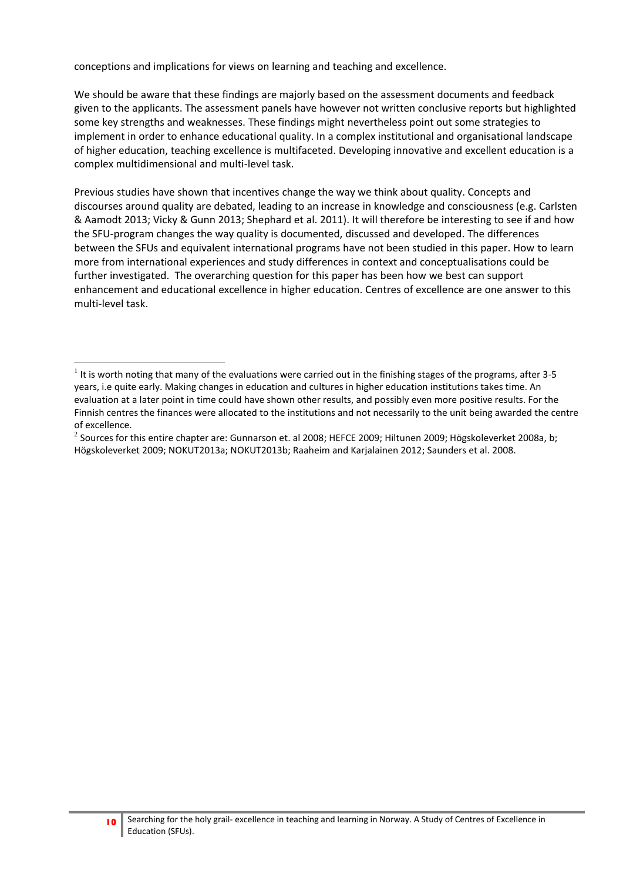conceptions and implications for views on learning and teaching and excellence.

We should be aware that these findings are majorly based on the assessment documents and feedback given to the applicants. The assessment panels have however not written conclusive reports but highlighted some key strengths and weaknesses. These findings might nevertheless point out some strategies to implement in order to enhance educational quality. In a complex institutional and organisational landscape of higher education, teaching excellence is multifaceted. Developing innovative and excellent education is a complex multidimensional and multi-level task.

Previous studies have shown that incentives change the way we think about quality. Concepts and discourses around quality are debated, leading to an increase in knowledge and consciousness (e.g. Carlsten & Aamodt 2013; Vicky & Gunn 2013; Shephard et al. 2011). It will therefore be interesting to see if and how the SFU-program changes the way quality is documented, discussed and developed. The differences between the SFUs and equivalent international programs have not been studied in this paper. How to learn more from international experiences and study differences in context and conceptualisations could be further investigated. The overarching question for this paper has been how we best can support enhancement and educational excellence in higher education. Centres of excellence are one answer to this multi-level task.

---

[1] It is worth noting that many of the evaluations were carried out in the finishing stages of the programs, after 3-5 years, i.e quite early. Making changes in education and cultures in higher education institutions takes time. An evaluation at a later point in time could have shown other results, and possibly even more positive results. For the Finnish centres the finances were allocated to the institutions and not necessarily to the unit being awarded the centre of excellence.

[2] Sources for this entire chapter are: Gunnarson et. al 2008; HEFCE 2009; Hiltunen 2009; Högskoleverket 2008a, b; Högskoleverket 2009; NOKUT2013a; NOKUT2013b; Raaheim and Karjalainen 2012; Saunders et al. 2008.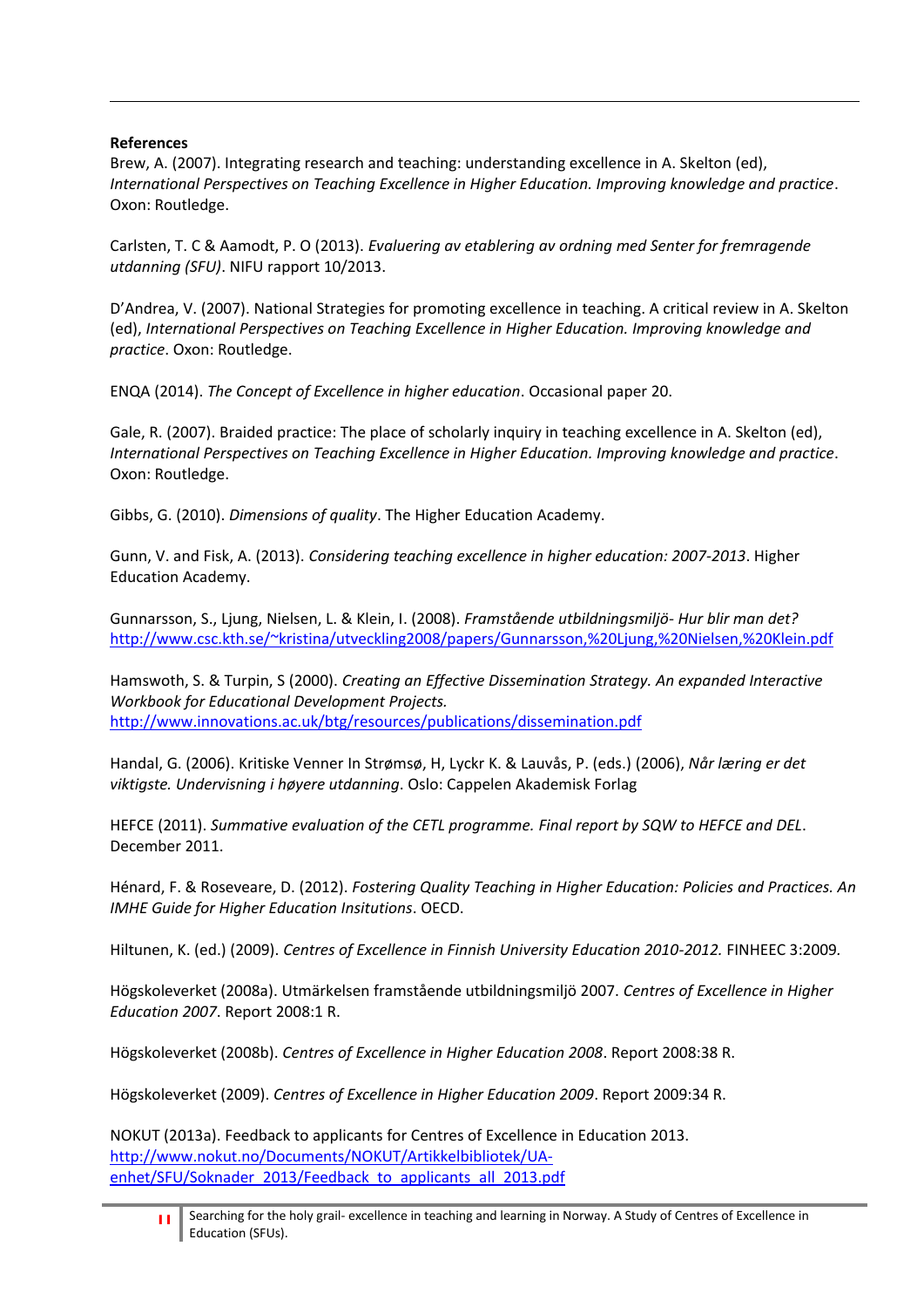**References**

Brew, A. (2007). Integrating research and teaching: understanding excellence in A. Skelton (ed), *International Perspectives on Teaching Excellence in Higher Education. Improving knowledge and practice*. Oxon: Routledge.

Carlsten, T. C & Aamodt, P. O (2013). *Evaluering av etablering av ordning med Senter for fremragende utdanning (SFU)*. NIFU rapport 10/2013.

D'Andrea, V. (2007). National Strategies for promoting excellence in teaching. A critical review in A. Skelton (ed), *International Perspectives on Teaching Excellence in Higher Education. Improving knowledge and practice*. Oxon: Routledge.

ENQA (2014). *The Concept of Excellence in higher education*. Occasional paper 20.

Gale, R. (2007). Braided practice: The place of scholarly inquiry in teaching excellence in A. Skelton (ed), *International Perspectives on Teaching Excellence in Higher Education. Improving knowledge and practice*. Oxon: Routledge.

Gibbs, G. (2010). *Dimensions of quality*. The Higher Education Academy.

Gunn, V. and Fisk, A. (2013). *Considering teaching excellence in higher education: 2007-2013*. Higher Education Academy.

Gunnarsson, S., Ljung, Nielsen, L. & Klein, I. (2008). *Framstående utbildningsmiljö- Hur blir man det?* http://www.csc.kth.se/~kristina/utveckling2008/papers/Gunnarsson,%20Ljung,%20Nielsen,%20Klein.pdf

Hamswoth, S. & Turpin, S (2000). *Creating an Effective Dissemination Strategy. An expanded Interactive Workbook for Educational Development Projects.* http://www.innovations.ac.uk/btg/resources/publications/dissemination.pdf

Handal, G. (2006). Kritiske Venner In Strømsø, H, Lyckr K. & Lauvås, P. (eds.) (2006), *Når læring er det viktigste. Undervisning i høyere utdanning*. Oslo: Cappelen Akademisk Forlag

HEFCE (2011). *Summative evaluation of the CETL programme. Final report by SQW to HEFCE and DEL*. December 2011.

Hénard, F. & Roseveare, D. (2012). *Fostering Quality Teaching in Higher Education: Policies and Practices. An IMHE Guide for Higher Education Insitutions*. OECD.

Hiltunen, K. (ed.) (2009). *Centres of Excellence in Finnish University Education 2010-2012.* FINHEEC 3:2009.

Högskoleverket (2008a). Utmärkelsen framstående utbildningsmiljö 2007. *Centres of Excellence in Higher Education 2007*. Report 2008:1 R.

Högskoleverket (2008b). *Centres of Excellence in Higher Education 2008*. Report 2008:38 R.

Högskoleverket (2009). *Centres of Excellence in Higher Education 2009*. Report 2009:34 R.

NOKUT (2013a). Feedback to applicants for Centres of Excellence in Education 2013. http://www.nokut.no/Documents/NOKUT/Artikkelbibliotek/UA-enhet/SFU/Soknader_2013/Feedback_to_applicants_all_2013.pdf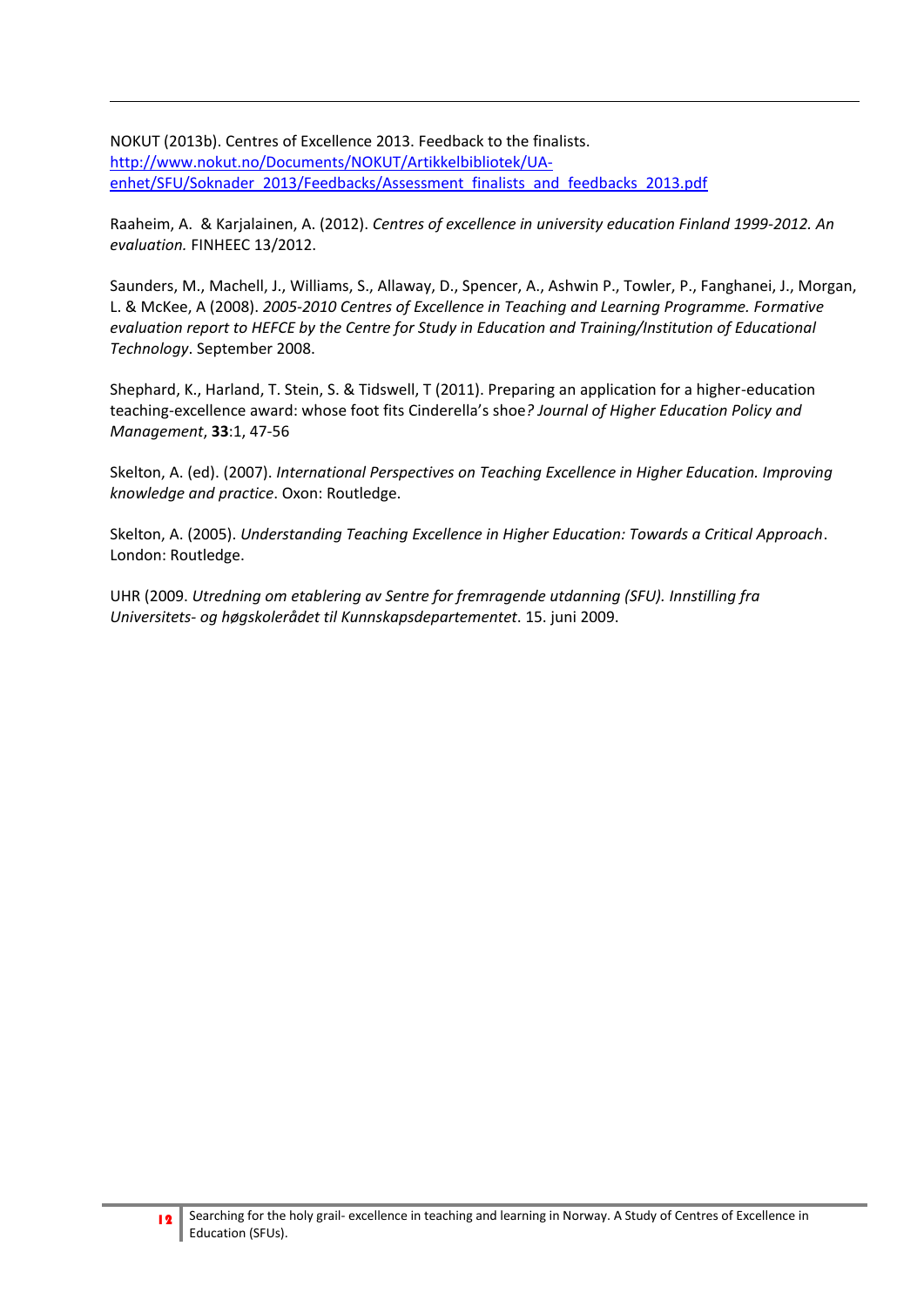NOKUT (2013b). Centres of Excellence 2013. Feedback to the finalists. [http://www.nokut.no/Documents/NOKUT/Artikkelbibliotek/UA-enhet/SFU/Soknader_2013/Feedbacks/Assessment_finalists_and_feedbacks_2013.pdf](http://www.nokut.no/Documents/NOKUT/Artikkelbibliotek/UA-enhet/SFU/Soknader_2013/Feedbacks/Assessment_finalists_and_feedbacks_2013.pdf)

Raaheim, A. & Karjalainen, A. (2012). *Centres of excellence in university education Finland 1999-2012. An evaluation.* FINHEEC 13/2012.

Saunders, M., Machell, J., Williams, S., Allaway, D., Spencer, A., Ashwin P., Towler, P., Fanghanei, J., Morgan, L. & McKee, A (2008). *2005-2010 Centres of Excellence in Teaching and Learning Programme. Formative evaluation report to HEFCE by the Centre for Study in Education and Training/Institution of Educational Technology*. September 2008.

Shephard, K., Harland, T. Stein, S. & Tidswell, T (2011). Preparing an application for a higher-education teaching-excellence award: whose foot fits Cinderella's shoe*? Journal of Higher Education Policy and Management*, **33**:1, 47-56

Skelton, A. (ed). (2007). *International Perspectives on Teaching Excellence in Higher Education. Improving knowledge and practice*. Oxon: Routledge.

Skelton, A. (2005). *Understanding Teaching Excellence in Higher Education: Towards a Critical Approach*. London: Routledge.

UHR (2009. *Utredning om etablering av Sentre for fremragende utdanning (SFU). Innstilling fra Universitets- og høgskolerådet til Kunnskapsdepartementet*. 15. juni 2009.